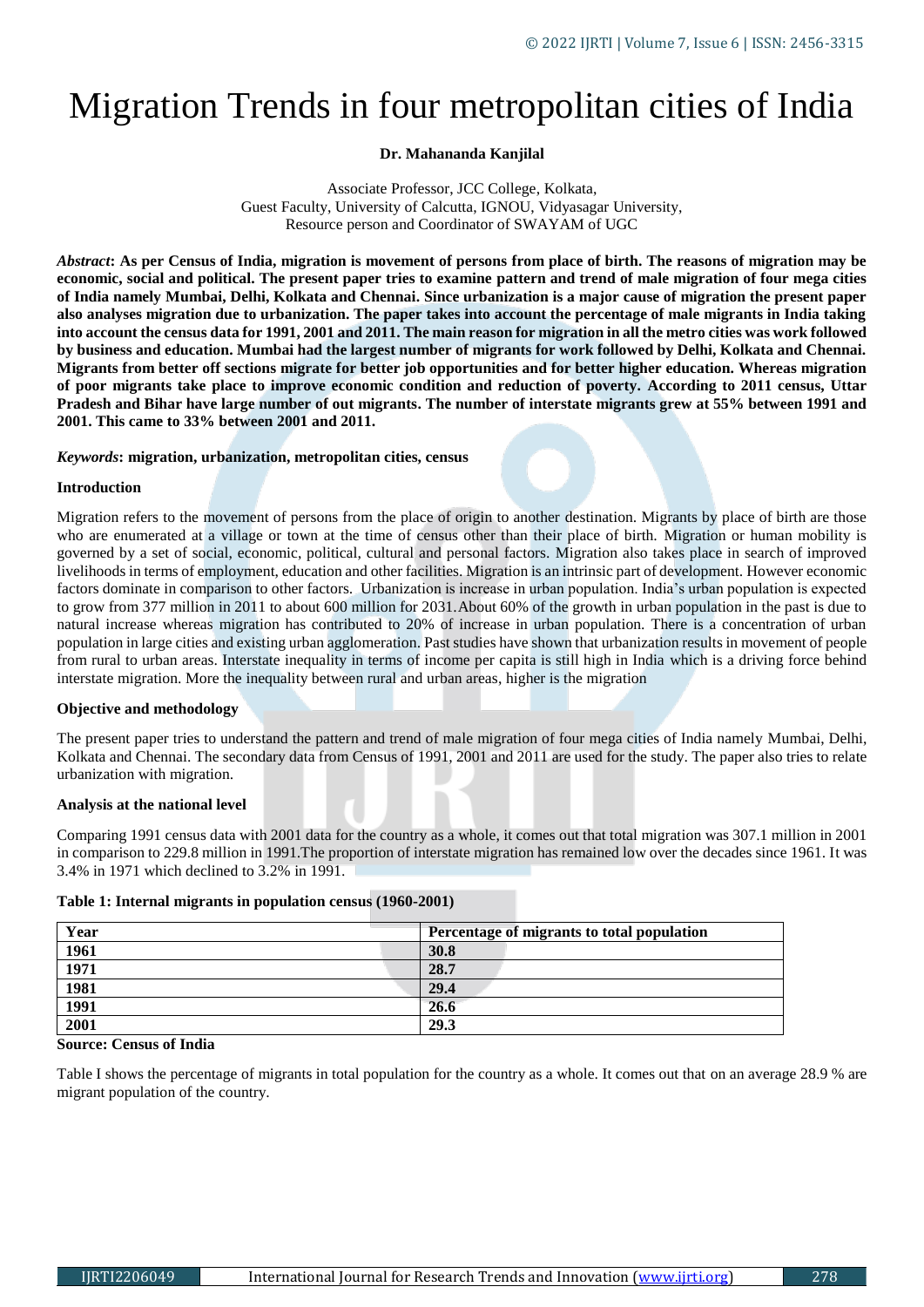# Migration Trends in four metropolitan cities of India

**Dr. Mahananda Kanjilal**

Associate Professor, JCC College, Kolkata,
Guest Faculty, University of Calcutta, IGNOU, Vidyasagar University,
Resource person and Coordinator of SWAYAM of UGC

***Abstract*: As per Census of India, migration is movement of persons from place of birth. The reasons of migration may be economic, social and political. The present paper tries to examine pattern and trend of male migration of four mega cities of India namely Mumbai, Delhi, Kolkata and Chennai. Since urbanization is a major cause of migration the present paper also analyses migration due to urbanization. The paper takes into account the percentage of male migrants in India taking into account the census data for 1991, 2001 and 2011. The main reason for migration in all the metro cities was work followed by business and education. Mumbai had the largest number of migrants for work followed by Delhi, Kolkata and Chennai. Migrants from better off sections migrate for better job opportunities and for better higher education. Whereas migration of poor migrants take place to improve economic condition and reduction of poverty. According to 2011 census, Uttar Pradesh and Bihar have large number of out migrants. The number of interstate migrants grew at 55% between 1991 and 2001. This came to 33% between 2001 and 2011.**

***Keywords*: migration, urbanization, metropolitan cities, census**

### Introduction

Migration refers to the movement of persons from the place of origin to another destination. Migrants by place of birth are those who are enumerated at a village or town at the time of census other than their place of birth. Migration or human mobility is governed by a set of social, economic, political, cultural and personal factors. Migration also takes place in search of improved livelihoods in terms of employment, education and other facilities. Migration is an intrinsic part of development. However economic factors dominate in comparison to other factors. Urbanization is increase in urban population. India's urban population is expected to grow from 377 million in 2011 to about 600 million for 2031.About 60% of the growth in urban population in the past is due to natural increase whereas migration has contributed to 20% of increase in urban population. There is a concentration of urban population in large cities and existing urban agglomeration. Past studies have shown that urbanization results in movement of people from rural to urban areas. Interstate inequality in terms of income per capita is still high in India which is a driving force behind interstate migration. More the inequality between rural and urban areas, higher is the migration

### Objective and methodology

The present paper tries to understand the pattern and trend of male migration of four mega cities of India namely Mumbai, Delhi, Kolkata and Chennai. The secondary data from Census of 1991, 2001 and 2011 are used for the study. The paper also tries to relate urbanization with migration.

### Analysis at the national level

Comparing 1991 census data with 2001 data for the country as a whole, it comes out that total migration was 307.1 million in 2001 in comparison to 229.8 million in 1991.The proportion of interstate migration has remained low over the decades since 1961. It was 3.4% in 1971 which declined to 3.2% in 1991.

**Table 1: Internal migrants in population census (1960-2001)**

| Year | Percentage of migrants to total population |
|---|---|
| **1961** | **30.8** |
| **1971** | **28.7** |
| **1981** | **29.4** |
| **1991** | **26.6** |
| **2001** | **29.3** |

**Source: Census of India**

Table I shows the percentage of migrants in total population for the country as a whole. It comes out that on an average 28.9 % are migrant population of the country.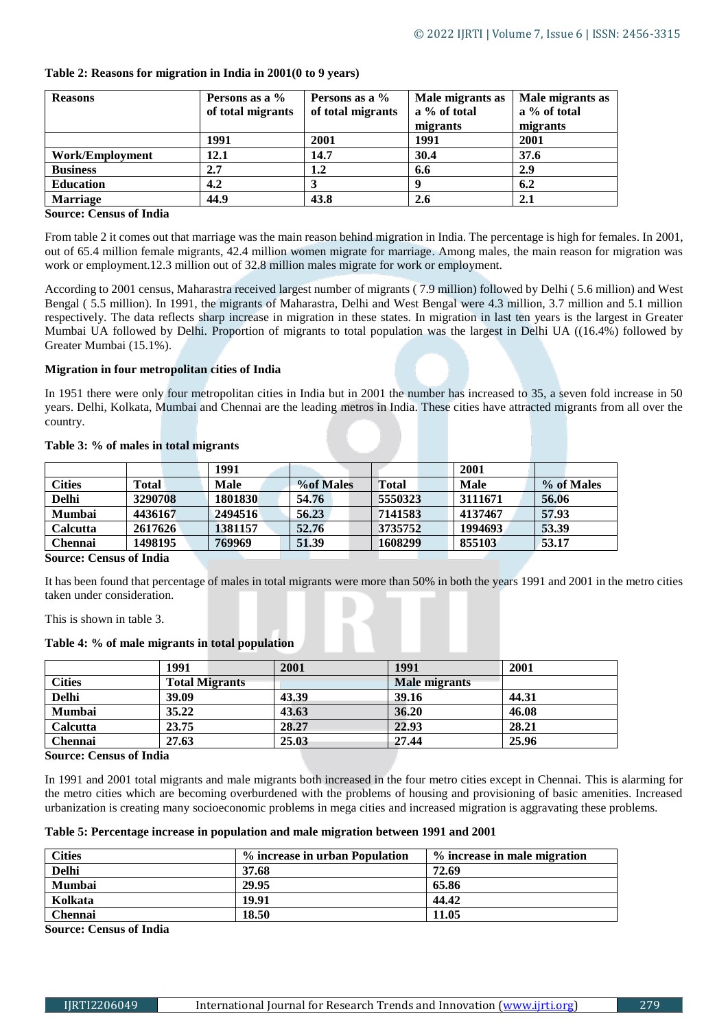**Table 2: Reasons for migration in India in 2001(0 to 9 years)**

| Reasons | Persons as a % of total migrants | Persons as a % of total migrants | Male migrants as a % of total migrants | Male migrants as a % of total migrants |
|---|---|---|---|---|
| | 1991 | 2001 | 1991 | 2001 |
| Work/Employment | 12.1 | 14.7 | 30.4 | 37.6 |
| Business | 2.7 | 1.2 | 6.6 | 2.9 |
| Education | 4.2 | 3 | 9 | 6.2 |
| Marriage | 44.9 | 43.8 | 2.6 | 2.1 |

**Source: Census of India**

From table 2 it comes out that marriage was the main reason behind migration in India. The percentage is high for females. In 2001, out of 65.4 million female migrants, 42.4 million women migrate for marriage. Among males, the main reason for migration was work or employment.12.3 million out of 32.8 million males migrate for work or employment.

According to 2001 census, Maharastra received largest number of migrants ( 7.9 million) followed by Delhi ( 5.6 million) and West Bengal ( 5.5 million). In 1991, the migrants of Maharastra, Delhi and West Bengal were 4.3 million, 3.7 million and 5.1 million respectively. The data reflects sharp increase in migration in these states. In migration in last ten years is the largest in Greater Mumbai UA followed by Delhi. Proportion of migrants to total population was the largest in Delhi UA ((16.4%) followed by Greater Mumbai (15.1%).

**Migration in four metropolitan cities of India**

In 1951 there were only four metropolitan cities in India but in 2001 the number has increased to 35, a seven fold increase in 50 years. Delhi, Kolkata, Mumbai and Chennai are the leading metros in India. These cities have attracted migrants from all over the country.

**Table 3: % of males in total migrants**

| | | 1991 | | | 2001 | |
|---|---|---|---|---|---|---|
| Cities | Total | Male | %of Males | Total | Male | % of Males |
| Delhi | 3290708 | 1801830 | 54.76 | 5550323 | 3111671 | 56.06 |
| Mumbai | 4436167 | 2494516 | 56.23 | 7141583 | 4137467 | 57.93 |
| Calcutta | 2617626 | 1381157 | 52.76 | 3735752 | 1994693 | 53.39 |
| Chennai | 1498195 | 769969 | 51.39 | 1608299 | 855103 | 53.17 |

**Source: Census of India**

It has been found that percentage of males in total migrants were more than 50% in both the years 1991 and 2001 in the metro cities taken under consideration.

This is shown in table 3.

**Table 4: % of male migrants in total population**

| | 1991 | 2001 | 1991 | 2001 |
|---|---|---|---|---|
| Cities | Total Migrants | | Male migrants | |
| Delhi | 39.09 | 43.39 | 39.16 | 44.31 |
| Mumbai | 35.22 | 43.63 | 36.20 | 46.08 |
| Calcutta | 23.75 | 28.27 | 22.93 | 28.21 |
| Chennai | 27.63 | 25.03 | 27.44 | 25.96 |

**Source: Census of India**

In 1991 and 2001 total migrants and male migrants both increased in the four metro cities except in Chennai. This is alarming for the metro cities which are becoming overburdened with the problems of housing and provisioning of basic amenities. Increased urbanization is creating many socioeconomic problems in mega cities and increased migration is aggravating these problems.

**Table 5: Percentage increase in population and male migration between 1991 and 2001**

| Cities | % increase in urban Population | % increase in male migration |
|---|---|---|
| Delhi | 37.68 | 72.69 |
| Mumbai | 29.95 | 65.86 |
| Kolkata | 19.91 | 44.42 |
| Chennai | 18.50 | 11.05 |

**Source: Census of India**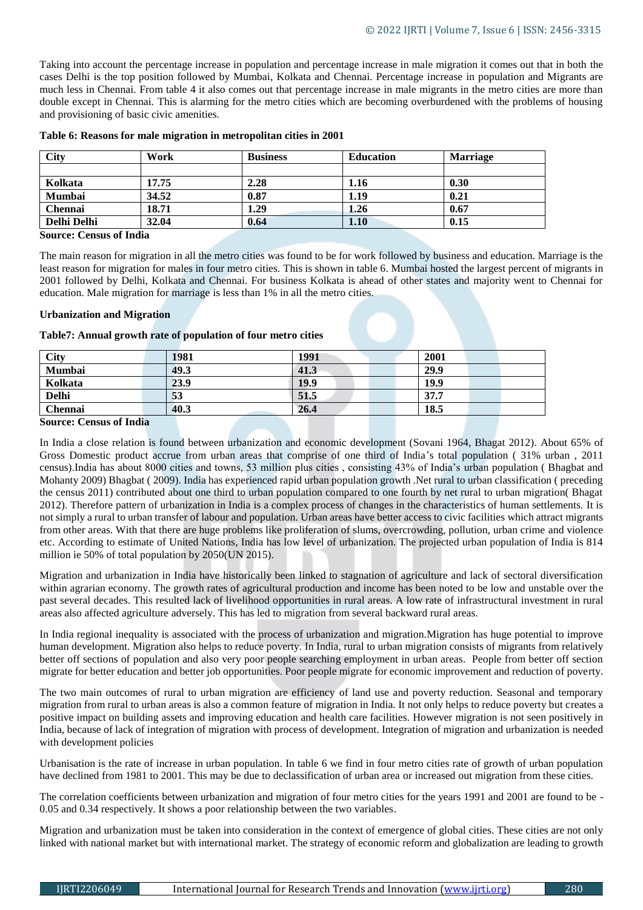Taking into account the percentage increase in population and percentage increase in male migration it comes out that in both the cases Delhi is the top position followed by Mumbai, Kolkata and Chennai. Percentage increase in population and Migrants are much less in Chennai. From table 4 it also comes out that percentage increase in male migrants in the metro cities are more than double except in Chennai. This is alarming for the metro cities which are becoming overburdened with the problems of housing and provisioning of basic civic amenities.

**Table 6: Reasons for male migration in metropolitan cities in 2001**

| City | Work | Business | Education | Marriage |
|---|---|---|---|---|
| | | | | |
| Kolkata | 17.75 | 2.28 | 1.16 | 0.30 |
| Mumbai | 34.52 | 0.87 | 1.19 | 0.21 |
| Chennai | 18.71 | 1.29 | 1.26 | 0.67 |
| Delhi Delhi | 32.04 | 0.64 | 1.10 | 0.15 |

**Source: Census of India**

The main reason for migration in all the metro cities was found to be for work followed by business and education. Marriage is the least reason for migration for males in four metro cities. This is shown in table 6. Mumbai hosted the largest percent of migrants in 2001 followed by Delhi, Kolkata and Chennai. For business Kolkata is ahead of other states and majority went to Chennai for education. Male migration for marriage is less than 1% in all the metro cities.

**Urbanization and Migration**

**Table7: Annual growth rate of population of four metro cities**

| City | 1981 | 1991 | 2001 |
|---|---|---|---|
| Mumbai | 49.3 | 41.3 | 29.9 |
| Kolkata | 23.9 | 19.9 | 19.9 |
| Delhi | 53 | 51.5 | 37.7 |
| Chennai | 40.3 | 26.4 | 18.5 |

**Source: Census of India**

In India a close relation is found between urbanization and economic development (Sovani 1964, Bhagat 2012). About 65% of Gross Domestic product accrue from urban areas that comprise of one third of India's total population ( 31% urban , 2011 census).India has about 8000 cities and towns, 53 million plus cities , consisting 43% of India's urban population ( Bhagbat and Mohanty 2009) Bhagbat ( 2009). India has experienced rapid urban population growth .Net rural to urban classification ( preceding the census 2011) contributed about one third to urban population compared to one fourth by net rural to urban migration( Bhagat 2012). Therefore pattern of urbanization in India is a complex process of changes in the characteristics of human settlements. It is not simply a rural to urban transfer of labour and population. Urban areas have better access to civic facilities which attract migrants from other areas. With that there are huge problems like proliferation of slums, overcrowding, pollution, urban crime and violence etc. According to estimate of United Nations, India has low level of urbanization. The projected urban population of India is 814 million ie 50% of total population by 2050(UN 2015).

Migration and urbanization in India have historically been linked to stagnation of agriculture and lack of sectoral diversification within agrarian economy. The growth rates of agricultural production and income has been noted to be low and unstable over the past several decades. This resulted lack of livelihood opportunities in rural areas. A low rate of infrastructural investment in rural areas also affected agriculture adversely. This has led to migration from several backward rural areas.

In India regional inequality is associated with the process of urbanization and migration.Migration has huge potential to improve human development. Migration also helps to reduce poverty. In India, rural to urban migration consists of migrants from relatively better off sections of population and also very poor people searching employment in urban areas. People from better off section migrate for better education and better job opportunities. Poor people migrate for economic improvement and reduction of poverty.

The two main outcomes of rural to urban migration are efficiency of land use and poverty reduction. Seasonal and temporary migration from rural to urban areas is also a common feature of migration in India. It not only helps to reduce poverty but creates a positive impact on building assets and improving education and health care facilities. However migration is not seen positively in India, because of lack of integration of migration with process of development. Integration of migration and urbanization is needed with development policies

Urbanisation is the rate of increase in urban population. In table 6 we find in four metro cities rate of growth of urban population have declined from 1981 to 2001. This may be due to declassification of urban area or increased out migration from these cities.

The correlation coefficients between urbanization and migration of four metro cities for the years 1991 and 2001 are found to be -0.05 and 0.34 respectively. It shows a poor relationship between the two variables.

Migration and urbanization must be taken into consideration in the context of emergence of global cities. These cities are not only linked with national market but with international market. The strategy of economic reform and globalization are leading to growth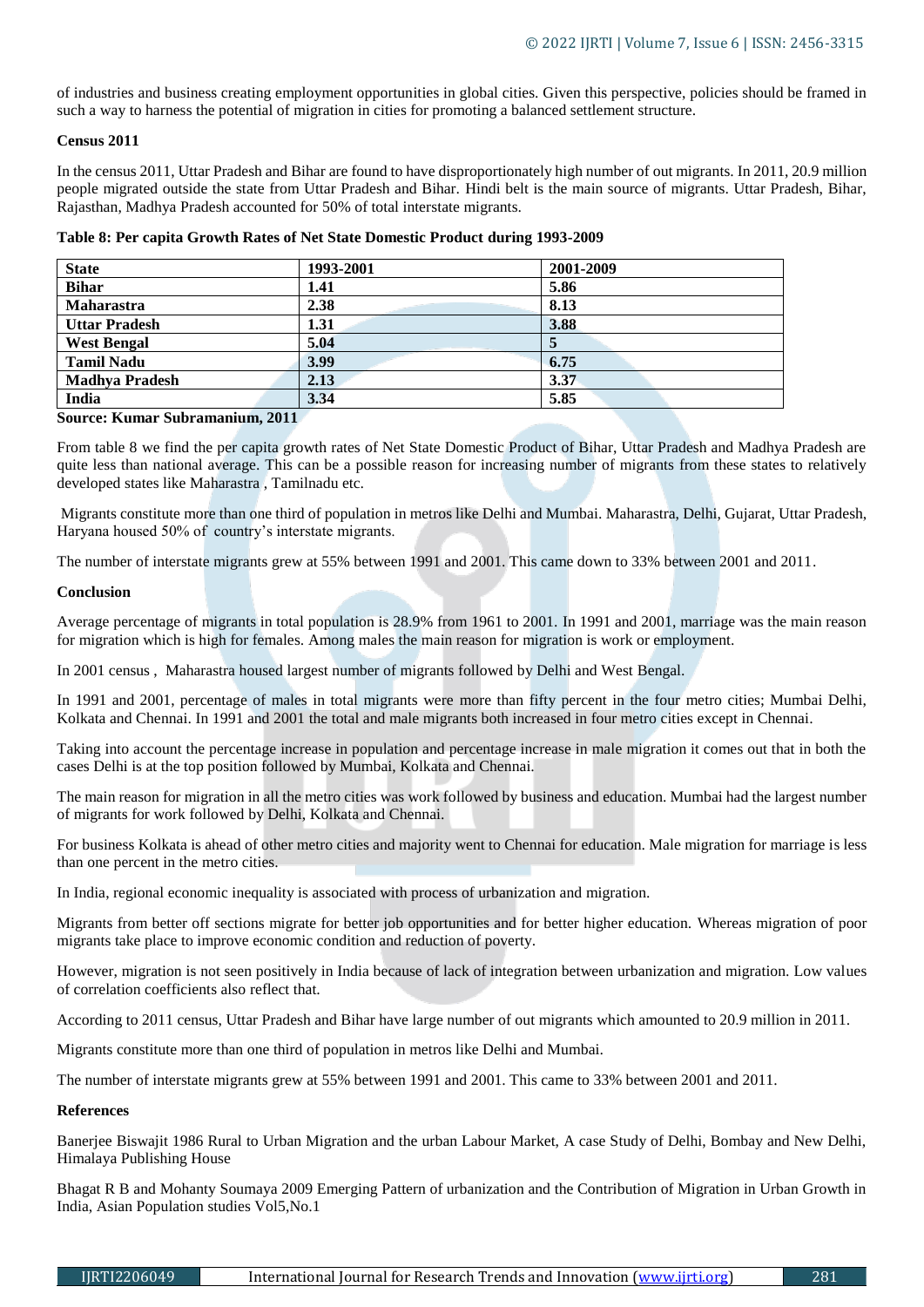of industries and business creating employment opportunities in global cities. Given this perspective, policies should be framed in such a way to harness the potential of migration in cities for promoting a balanced settlement structure.

**Census 2011**

In the census 2011, Uttar Pradesh and Bihar are found to have disproportionately high number of out migrants. In 2011, 20.9 million people migrated outside the state from Uttar Pradesh and Bihar. Hindi belt is the main source of migrants. Uttar Pradesh, Bihar, Rajasthan, Madhya Pradesh accounted for 50% of total interstate migrants.

**Table 8: Per capita Growth Rates of Net State Domestic Product during 1993-2009**

| **State** | **1993-2001** | **2001-2009** |
|---|---|---|
| **Bihar** | **1.41** | **5.86** |
| **Maharastra** | **2.38** | **8.13** |
| **Uttar Pradesh** | **1.31** | **3.88** |
| **West Bengal** | **5.04** | **5** |
| **Tamil Nadu** | **3.99** | **6.75** |
| **Madhya Pradesh** | **2.13** | **3.37** |
| **India** | **3.34** | **5.85** |

**Source: Kumar Subramanium, 2011**

From table 8 we find the per capita growth rates of Net State Domestic Product of Bihar, Uttar Pradesh and Madhya Pradesh are quite less than national average. This can be a possible reason for increasing number of migrants from these states to relatively developed states like Maharastra , Tamilnadu etc.

Migrants constitute more than one third of population in metros like Delhi and Mumbai. Maharastra, Delhi, Gujarat, Uttar Pradesh, Haryana housed 50% of country's interstate migrants.

The number of interstate migrants grew at 55% between 1991 and 2001. This came down to 33% between 2001 and 2011.

**Conclusion**

Average percentage of migrants in total population is 28.9% from 1961 to 2001. In 1991 and 2001, marriage was the main reason for migration which is high for females. Among males the main reason for migration is work or employment.

In 2001 census , Maharastra housed largest number of migrants followed by Delhi and West Bengal.

In 1991 and 2001, percentage of males in total migrants were more than fifty percent in the four metro cities; Mumbai Delhi, Kolkata and Chennai. In 1991 and 2001 the total and male migrants both increased in four metro cities except in Chennai.

Taking into account the percentage increase in population and percentage increase in male migration it comes out that in both the cases Delhi is at the top position followed by Mumbai, Kolkata and Chennai.

The main reason for migration in all the metro cities was work followed by business and education. Mumbai had the largest number of migrants for work followed by Delhi, Kolkata and Chennai.

For business Kolkata is ahead of other metro cities and majority went to Chennai for education. Male migration for marriage is less than one percent in the metro cities.

In India, regional economic inequality is associated with process of urbanization and migration.

Migrants from better off sections migrate for better job opportunities and for better higher education. Whereas migration of poor migrants take place to improve economic condition and reduction of poverty.

However, migration is not seen positively in India because of lack of integration between urbanization and migration. Low values of correlation coefficients also reflect that.

According to 2011 census, Uttar Pradesh and Bihar have large number of out migrants which amounted to 20.9 million in 2011.

Migrants constitute more than one third of population in metros like Delhi and Mumbai.

The number of interstate migrants grew at 55% between 1991 and 2001. This came to 33% between 2001 and 2011.

**References**

Banerjee Biswajit 1986 Rural to Urban Migration and the urban Labour Market, A case Study of Delhi, Bombay and New Delhi, Himalaya Publishing House

Bhagat R B and Mohanty Soumaya 2009 Emerging Pattern of urbanization and the Contribution of Migration in Urban Growth in India, Asian Population studies Vol5,No.1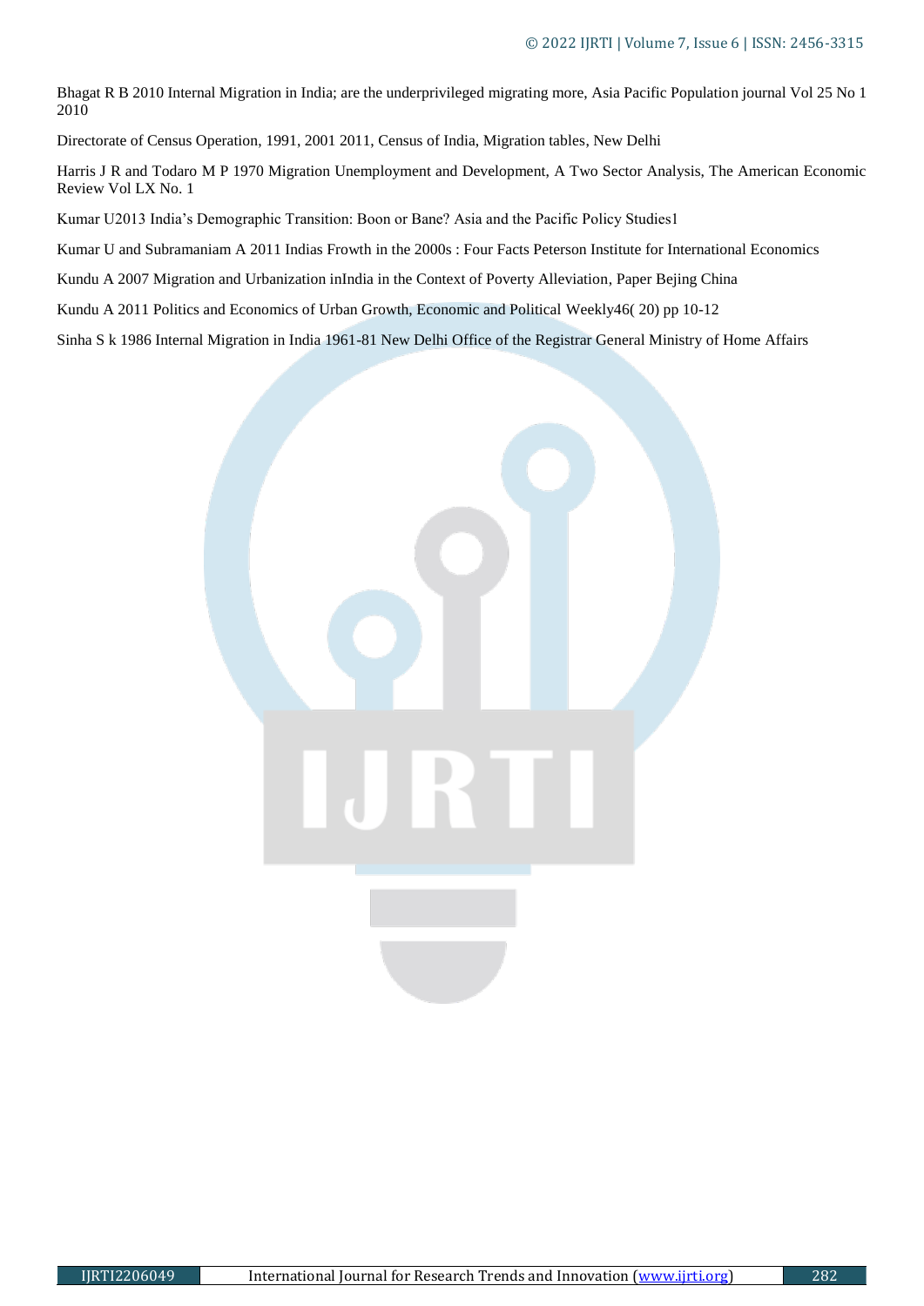Bhagat R B 2010 Internal Migration in India; are the underprivileged migrating more, Asia Pacific Population journal Vol 25 No 1 2010

Directorate of Census Operation, 1991, 2001 2011, Census of India, Migration tables, New Delhi

Harris J R and Todaro M P 1970 Migration Unemployment and Development, A Two Sector Analysis, The American Economic Review Vol LX No. 1

Kumar U2013 India's Demographic Transition: Boon or Bane? Asia and the Pacific Policy Studies1

Kumar U and Subramaniam A 2011 Indias Frowth in the 2000s : Four Facts Peterson Institute for International Economics

Kundu A 2007 Migration and Urbanization inIndia in the Context of Poverty Alleviation, Paper Bejing China

Kundu A 2011 Politics and Economics of Urban Growth, Economic and Political Weekly46( 20) pp 10-12

Sinha S k 1986 Internal Migration in India 1961-81 New Delhi Office of the Registrar General Ministry of Home Affairs